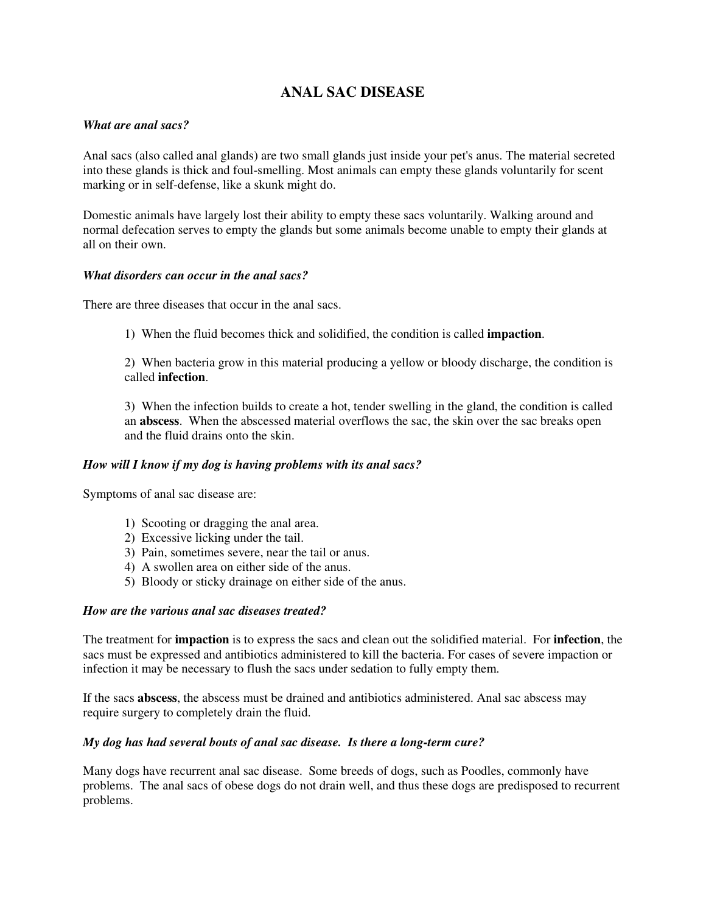# ANAL SAC DISEASE

***What are anal sacs?***

Anal sacs (also called anal glands) are two small glands just inside your pet's anus. The material secreted into these glands is thick and foul-smelling. Most animals can empty these glands voluntarily for scent marking or in self-defense, like a skunk might do.

Domestic animals have largely lost their ability to empty these sacs voluntarily. Walking around and normal defecation serves to empty the glands but some animals become unable to empty their glands at all on their own.

***What disorders can occur in the anal sacs?***

There are three diseases that occur in the anal sacs.

1) When the fluid becomes thick and solidified, the condition is called **impaction**.

2) When bacteria grow in this material producing a yellow or bloody discharge, the condition is called **infection**.

3) When the infection builds to create a hot, tender swelling in the gland, the condition is called an **abscess**. When the abscessed material overflows the sac, the skin over the sac breaks open and the fluid drains onto the skin.

***How will I know if my dog is having problems with its anal sacs?***

Symptoms of anal sac disease are:

1) Scooting or dragging the anal area.
2) Excessive licking under the tail.
3) Pain, sometimes severe, near the tail or anus.
4) A swollen area on either side of the anus.
5) Bloody or sticky drainage on either side of the anus.

***How are the various anal sac diseases treated?***

The treatment for **impaction** is to express the sacs and clean out the solidified material. For **infection**, the sacs must be expressed and antibiotics administered to kill the bacteria. For cases of severe impaction or infection it may be necessary to flush the sacs under sedation to fully empty them.

If the sacs **abscess**, the abscess must be drained and antibiotics administered. Anal sac abscess may require surgery to completely drain the fluid.

***My dog has had several bouts of anal sac disease. Is there a long-term cure?***

Many dogs have recurrent anal sac disease. Some breeds of dogs, such as Poodles, commonly have problems. The anal sacs of obese dogs do not drain well, and thus these dogs are predisposed to recurrent problems.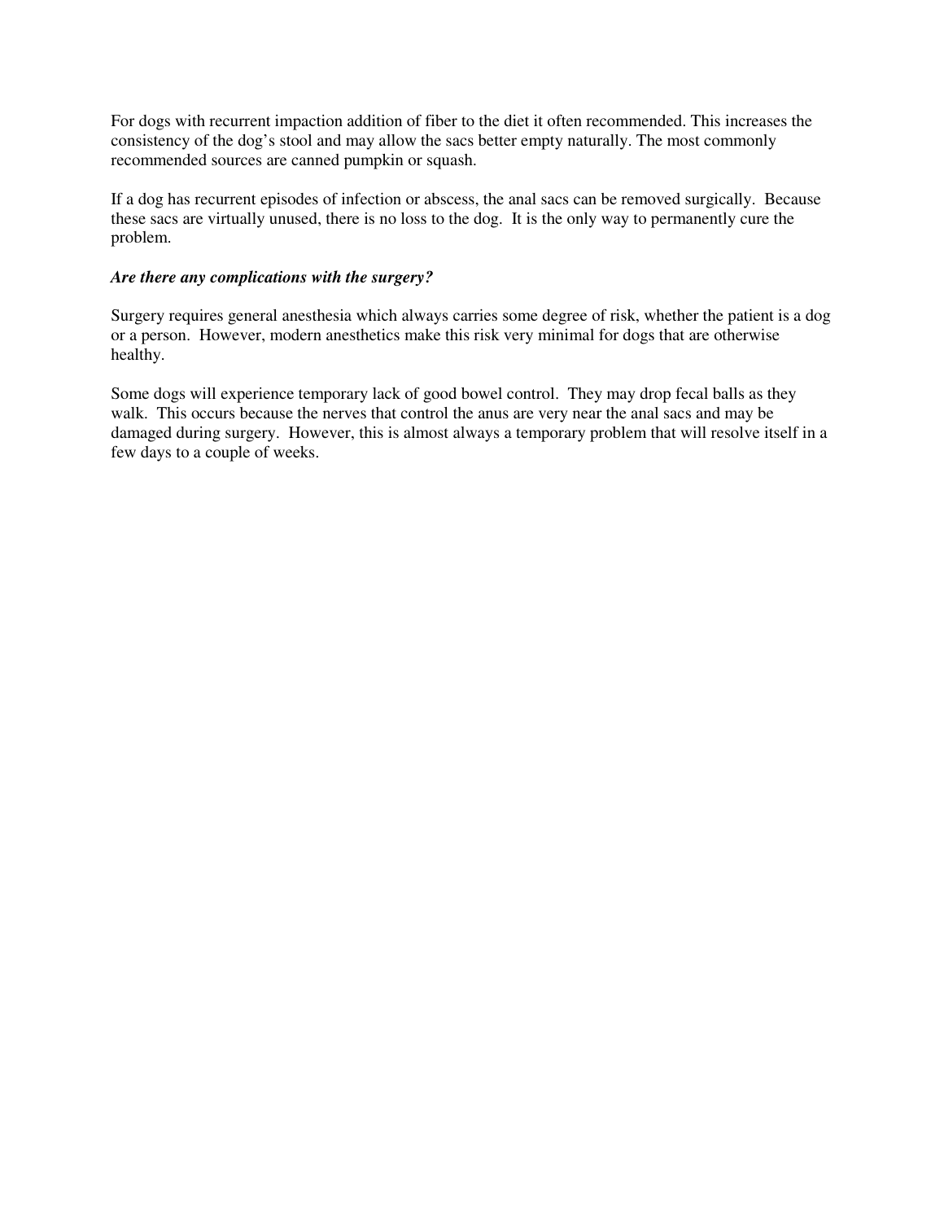For dogs with recurrent impaction addition of fiber to the diet it often recommended. This increases the consistency of the dog's stool and may allow the sacs better empty naturally. The most commonly recommended sources are canned pumpkin or squash.

If a dog has recurrent episodes of infection or abscess, the anal sacs can be removed surgically. Because these sacs are virtually unused, there is no loss to the dog. It is the only way to permanently cure the problem.

***Are there any complications with the surgery?***

Surgery requires general anesthesia which always carries some degree of risk, whether the patient is a dog or a person. However, modern anesthetics make this risk very minimal for dogs that are otherwise healthy.

Some dogs will experience temporary lack of good bowel control. They may drop fecal balls as they walk. This occurs because the nerves that control the anus are very near the anal sacs and may be damaged during surgery. However, this is almost always a temporary problem that will resolve itself in a few days to a couple of weeks.